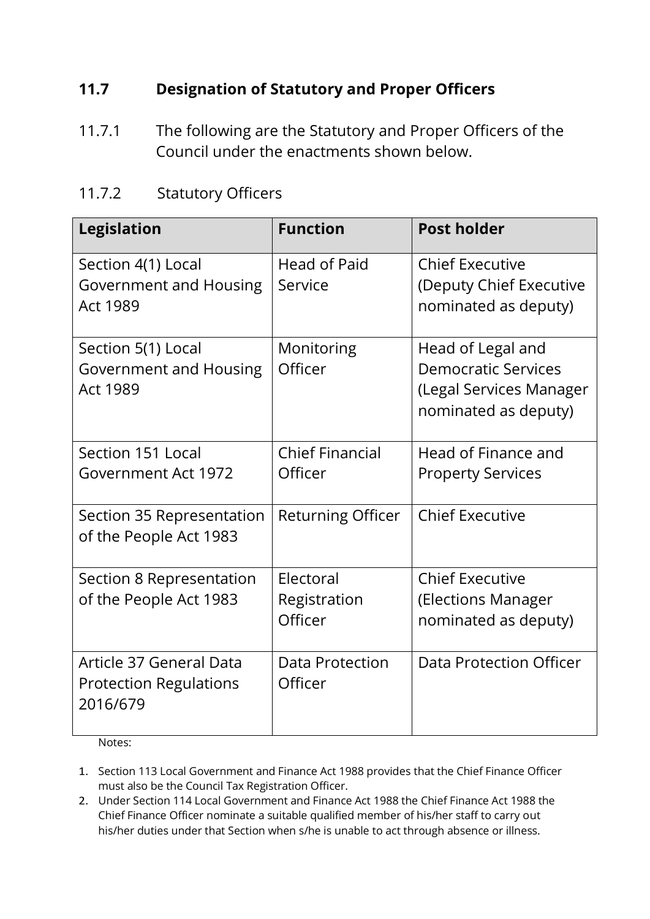## 11.7 Designation of Statutory and Proper Officers

11.7.1 The following are the Statutory and Proper Officers of the Council under the enactments shown below.

11.7.2 Statutory Officers

| Legislation | Function | Post holder |
|---|---|---|
| Section 4(1) Local Government and Housing Act 1989 | Head of Paid Service | Chief Executive (Deputy Chief Executive nominated as deputy) |
| Section 5(1) Local Government and Housing Act 1989 | Monitoring Officer | Head of Legal and Democratic Services (Legal Services Manager nominated as deputy) |
| Section 151 Local Government Act 1972 | Chief Financial Officer | Head of Finance and Property Services |
| Section 35 Representation of the People Act 1983 | Returning Officer | Chief Executive |
| Section 8 Representation of the People Act 1983 | Electoral Registration Officer | Chief Executive (Elections Manager nominated as deputy) |
| Article 37 General Data Protection Regulations 2016/679 | Data Protection Officer | Data Protection Officer |

Notes:

1. Section 113 Local Government and Finance Act 1988 provides that the Chief Finance Officer must also be the Council Tax Registration Officer.
2. Under Section 114 Local Government and Finance Act 1988 the Chief Finance Act 1988 the Chief Finance Officer nominate a suitable qualified member of his/her staff to carry out his/her duties under that Section when s/he is unable to act through absence or illness.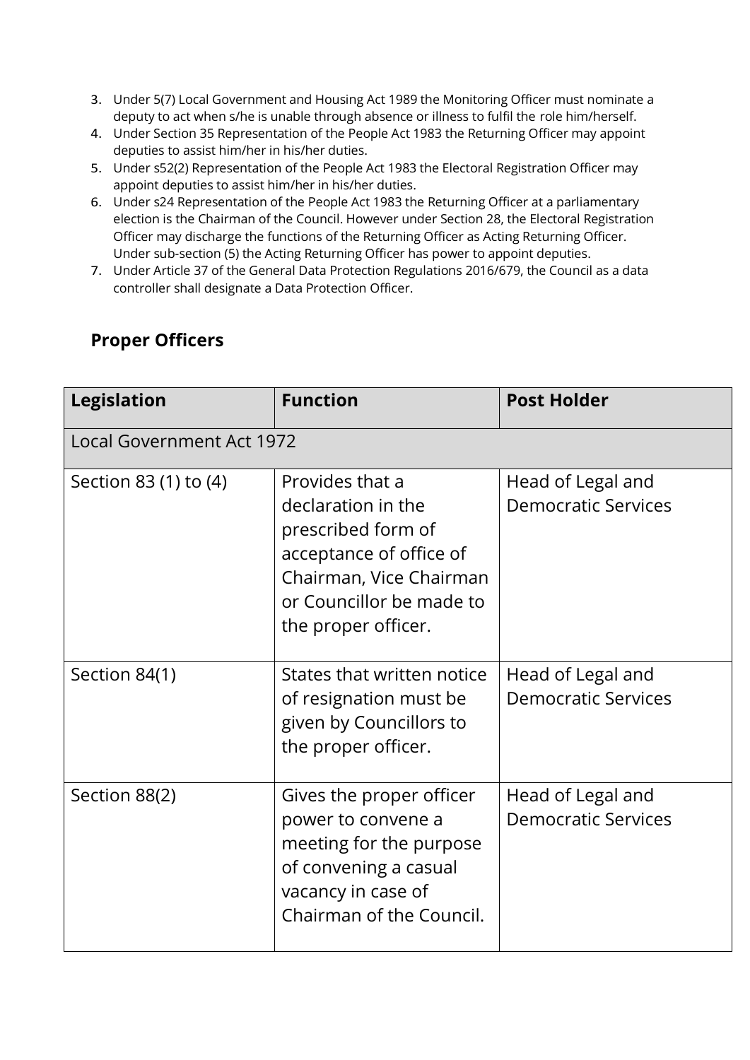3. Under 5(7) Local Government and Housing Act 1989 the Monitoring Officer must nominate a deputy to act when s/he is unable through absence or illness to fulfil the role him/herself.
4. Under Section 35 Representation of the People Act 1983 the Returning Officer may appoint deputies to assist him/her in his/her duties.
5. Under s52(2) Representation of the People Act 1983 the Electoral Registration Officer may appoint deputies to assist him/her in his/her duties.
6. Under s24 Representation of the People Act 1983 the Returning Officer at a parliamentary election is the Chairman of the Council. However under Section 28, the Electoral Registration Officer may discharge the functions of the Returning Officer as Acting Returning Officer. Under sub-section (5) the Acting Returning Officer has power to appoint deputies.
7. Under Article 37 of the General Data Protection Regulations 2016/679, the Council as a data controller shall designate a Data Protection Officer.

## Proper Officers

| Legislation | Function | Post Holder |
|---|---|---|
| Local Government Act 1972 | | |
| Section 83 (1) to (4) | Provides that a declaration in the prescribed form of acceptance of office of Chairman, Vice Chairman or Councillor be made to the proper officer. | Head of Legal and Democratic Services |
| Section 84(1) | States that written notice of resignation must be given by Councillors to the proper officer. | Head of Legal and Democratic Services |
| Section 88(2) | Gives the proper officer power to convene a meeting for the purpose of convening a casual vacancy in case of Chairman of the Council. | Head of Legal and Democratic Services |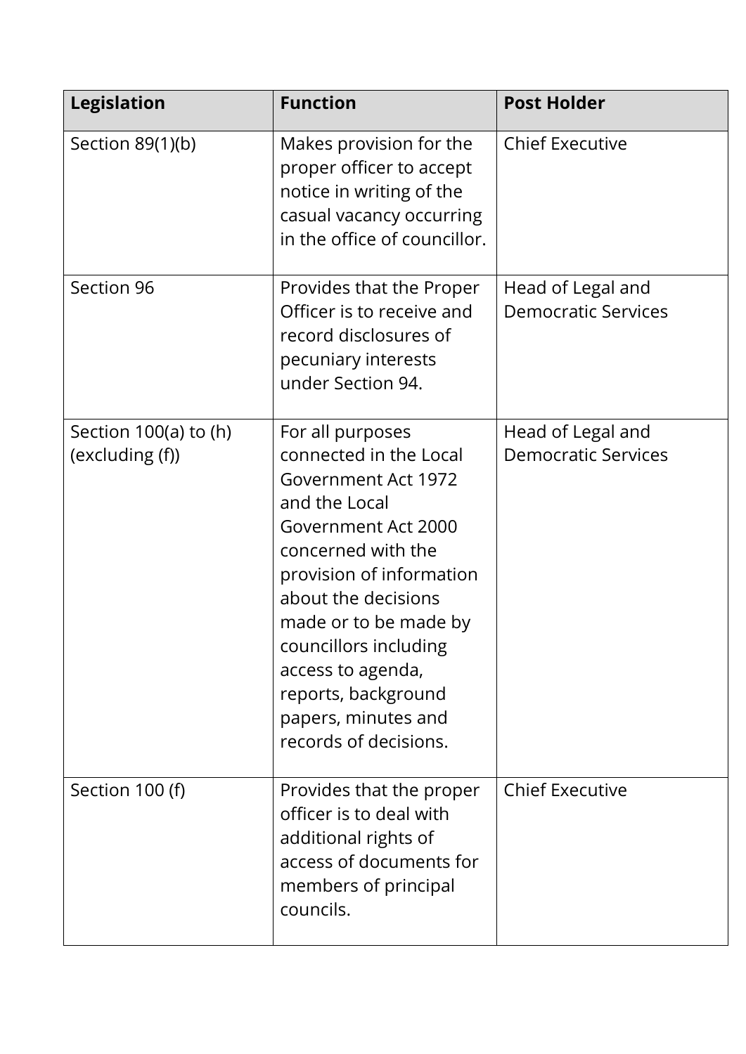| Legislation | Function | Post Holder |
| --- | --- | --- |
| Section 89(1)(b) | Makes provision for the proper officer to accept notice in writing of the casual vacancy occurring in the office of councillor. | Chief Executive |
| Section 96 | Provides that the Proper Officer is to receive and record disclosures of pecuniary interests under Section 94. | Head of Legal and Democratic Services |
| Section 100(a) to (h) (excluding (f)) | For all purposes connected in the Local Government Act 1972 and the Local Government Act 2000 concerned with the provision of information about the decisions made or to be made by councillors including access to agenda, reports, background papers, minutes and records of decisions. | Head of Legal and Democratic Services |
| Section 100 (f) | Provides that the proper officer is to deal with additional rights of access of documents for members of principal councils. | Chief Executive |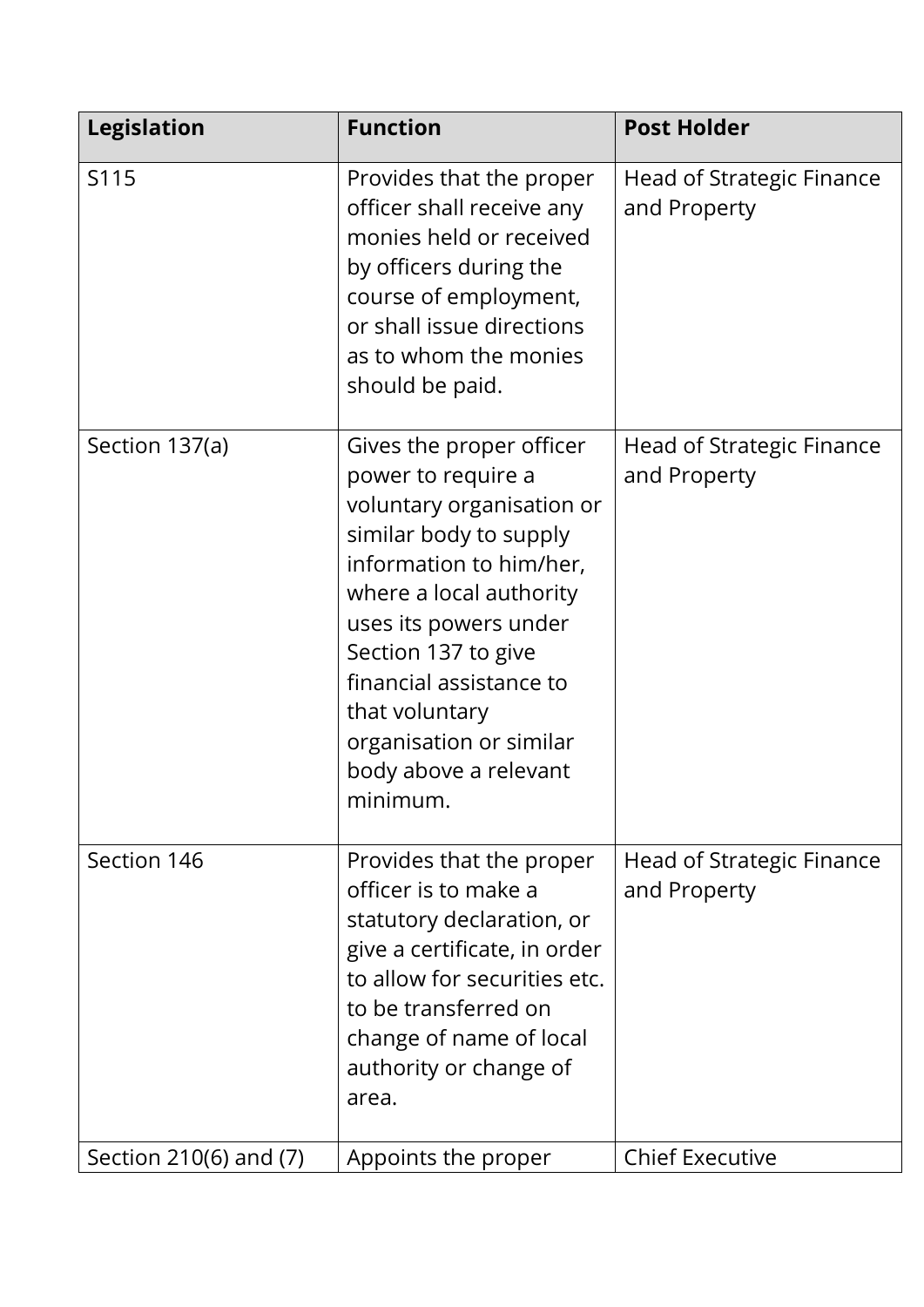| Legislation | Function | Post Holder |
|---|---|---|
| S115 | Provides that the proper officer shall receive any monies held or received by officers during the course of employment, or shall issue directions as to whom the monies should be paid. | Head of Strategic Finance and Property |
| Section 137(a) | Gives the proper officer power to require a voluntary organisation or similar body to supply information to him/her, where a local authority uses its powers under Section 137 to give financial assistance to that voluntary organisation or similar body above a relevant minimum. | Head of Strategic Finance and Property |
| Section 146 | Provides that the proper officer is to make a statutory declaration, or give a certificate, in order to allow for securities etc. to be transferred on change of name of local authority or change of area. | Head of Strategic Finance and Property |
| Section 210(6) and (7) | Appoints the proper | Chief Executive |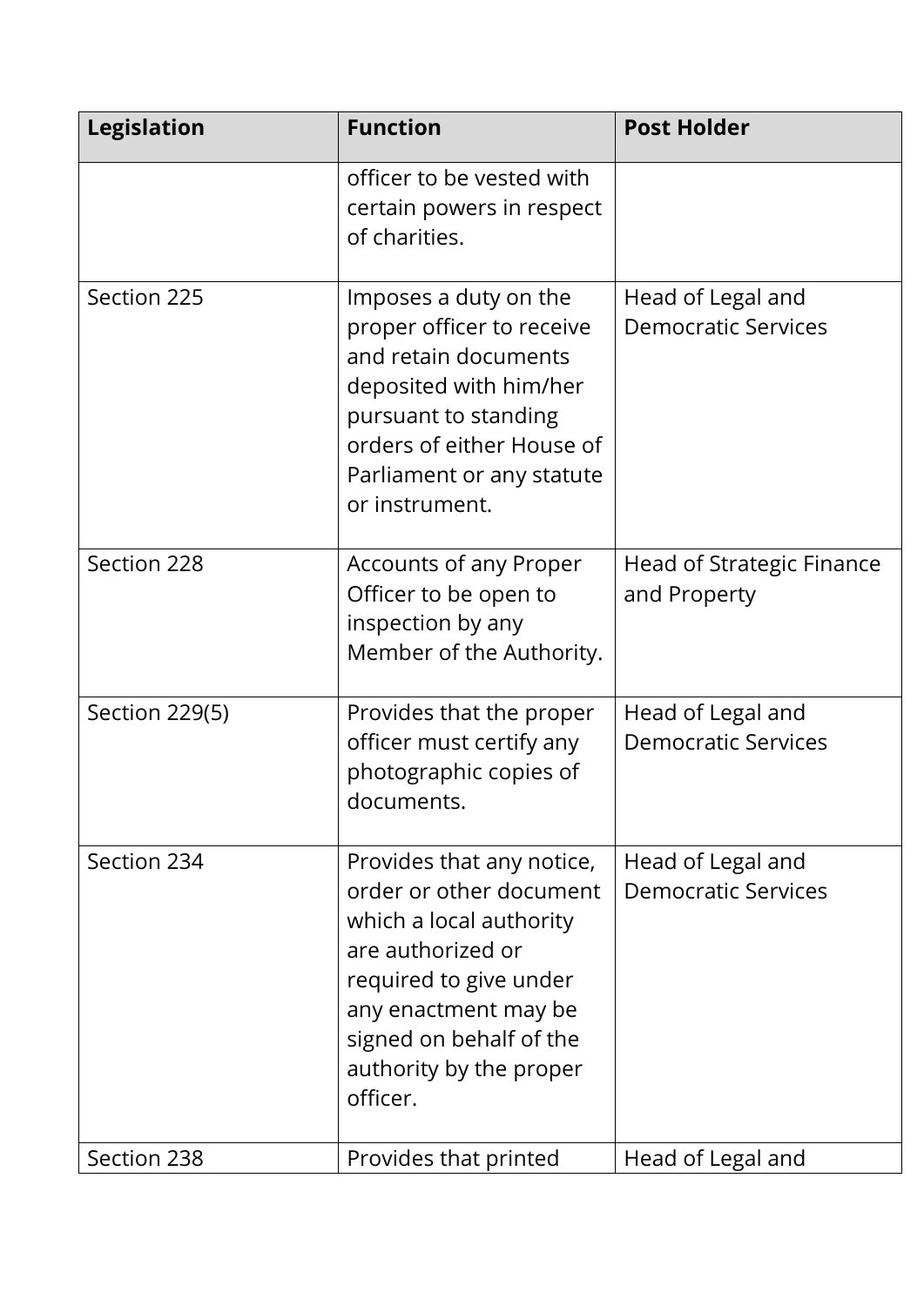| Legislation | Function | Post Holder |
|---|---|---|
| | officer to be vested with certain powers in respect of charities. | |
| Section 225 | Imposes a duty on the proper officer to receive and retain documents deposited with him/her pursuant to standing orders of either House of Parliament or any statute or instrument. | Head of Legal and Democratic Services |
| Section 228 | Accounts of any Proper Officer to be open to inspection by any Member of the Authority. | Head of Strategic Finance and Property |
| Section 229(5) | Provides that the proper officer must certify any photographic copies of documents. | Head of Legal and Democratic Services |
| Section 234 | Provides that any notice, order or other document which a local authority are authorized or required to give under any enactment may be signed on behalf of the authority by the proper officer. | Head of Legal and Democratic Services |
| Section 238 | Provides that printed | Head of Legal and |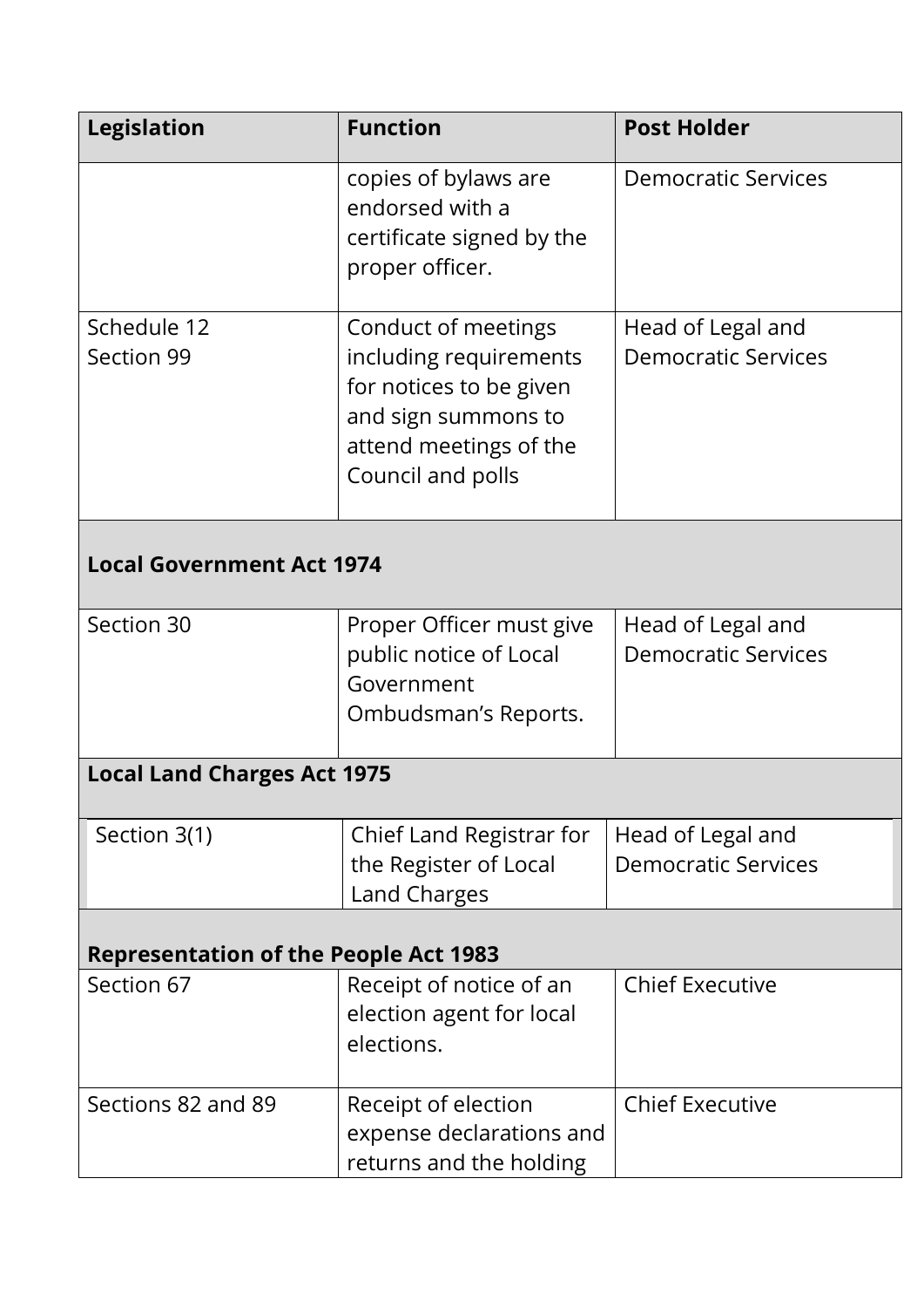| Legislation | Function | Post Holder |
|---|---|---|
| | copies of bylaws are endorsed with a certificate signed by the proper officer. | Democratic Services |
| Schedule 12<br>Section 99 | Conduct of meetings including requirements for notices to be given and sign summons to attend meetings of the Council and polls | Head of Legal and Democratic Services |
| **Local Government Act 1974** | | |
| Section 30 | Proper Officer must give public notice of Local Government Ombudsman's Reports. | Head of Legal and Democratic Services |
| **Local Land Charges Act 1975** | | |
| Section 3(1) | Chief Land Registrar for the Register of Local Land Charges | Head of Legal and Democratic Services |
| **Representation of the People Act 1983** | | |
| Section 67 | Receipt of notice of an election agent for local elections. | Chief Executive |
| Sections 82 and 89 | Receipt of election expense declarations and returns and the holding | Chief Executive |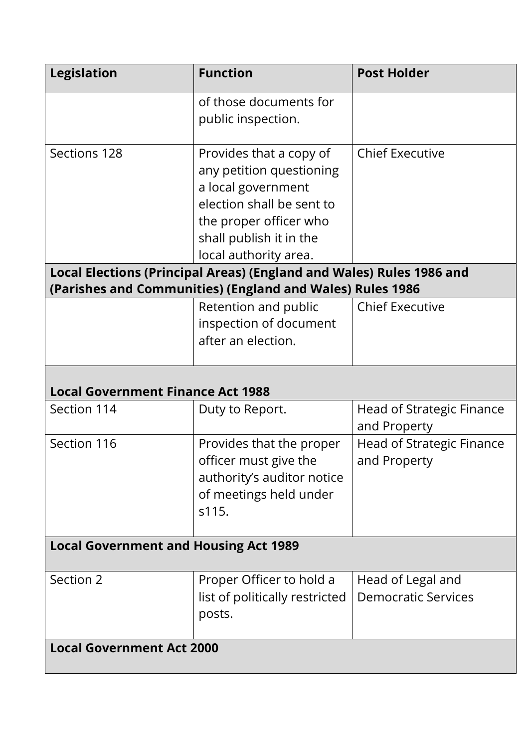| Legislation | Function | Post Holder |
|---|---|---|
| | of those documents for public inspection. | |
| Sections 128 | Provides that a copy of any petition questioning a local government election shall be sent to the proper officer who shall publish it in the local authority area. | Chief Executive |
| **Local Elections (Principal Areas) (England and Wales) Rules 1986 and (Parishes and Communities) (England and Wales) Rules 1986** | | |
| | Retention and public inspection of document after an election. | Chief Executive |
| **Local Government Finance Act 1988** | | |
| Section 114 | Duty to Report. | Head of Strategic Finance and Property |
| Section 116 | Provides that the proper officer must give the authority's auditor notice of meetings held under s115. | Head of Strategic Finance and Property |
| **Local Government and Housing Act 1989** | | |
| Section 2 | Proper Officer to hold a list of politically restricted posts. | Head of Legal and Democratic Services |
| **Local Government Act 2000** | | |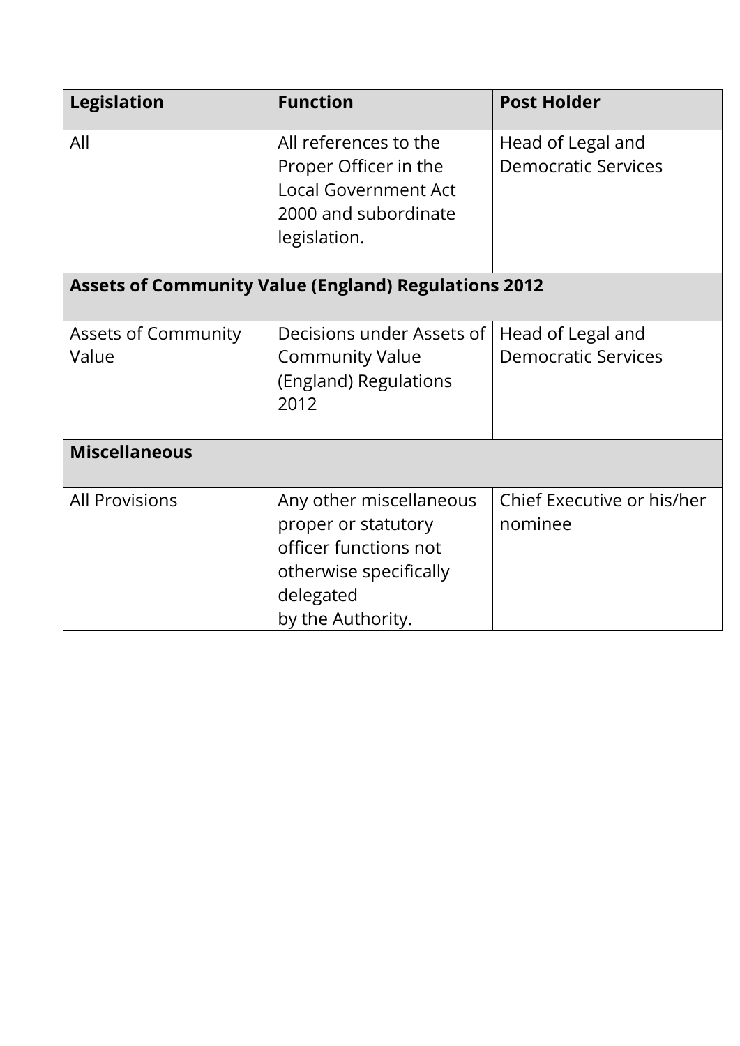| Legislation | Function | Post Holder |
|---|---|---|
| All | All references to the Proper Officer in the Local Government Act 2000 and subordinate legislation. | Head of Legal and Democratic Services |
| **Assets of Community Value (England) Regulations 2012** | | |
| Assets of Community Value | Decisions under Assets of Community Value (England) Regulations 2012 | Head of Legal and Democratic Services |
| **Miscellaneous** | | |
| All Provisions | Any other miscellaneous proper or statutory officer functions not otherwise specifically delegated by the Authority. | Chief Executive or his/her nominee |